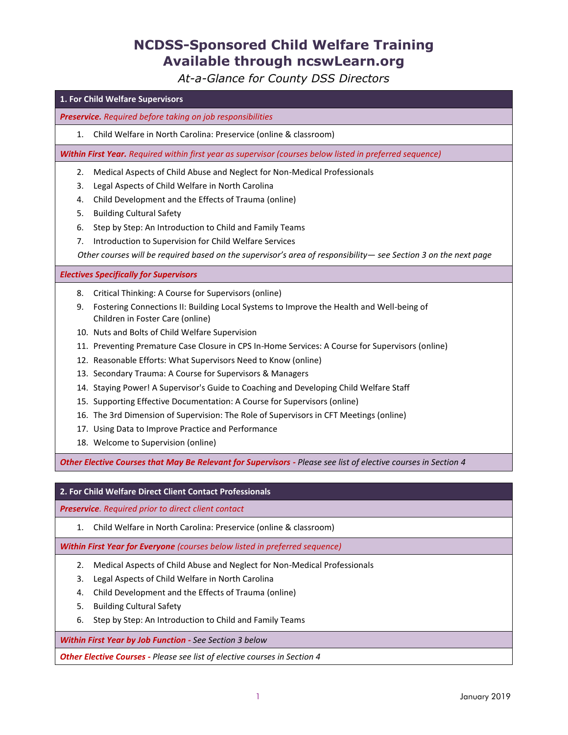# NCDSS-Sponsored Child Welfare Training Available through ncswLearn.org

*At-a-Glance for County DSS Directors*

## 1. For Child Welfare Supervisors

***Preservice.*** *Required before taking on job responsibilities*

1. Child Welfare in North Carolina: Preservice (online & classroom)

***Within First Year.*** *Required within first year as supervisor (courses below listed in preferred sequence)*

2. Medical Aspects of Child Abuse and Neglect for Non-Medical Professionals
3. Legal Aspects of Child Welfare in North Carolina
4. Child Development and the Effects of Trauma (online)
5. Building Cultural Safety
6. Step by Step: An Introduction to Child and Family Teams
7. Introduction to Supervision for Child Welfare Services

*Other courses will be required based on the supervisor's area of responsibility— see Section 3 on the next page*

***Electives Specifically for Supervisors***

8. Critical Thinking: A Course for Supervisors (online)
9. Fostering Connections II: Building Local Systems to Improve the Health and Well-being of Children in Foster Care (online)
10. Nuts and Bolts of Child Welfare Supervision
11. Preventing Premature Case Closure in CPS In-Home Services: A Course for Supervisors (online)
12. Reasonable Efforts: What Supervisors Need to Know (online)
13. Secondary Trauma: A Course for Supervisors & Managers
14. Staying Power! A Supervisor's Guide to Coaching and Developing Child Welfare Staff
15. Supporting Effective Documentation: A Course for Supervisors (online)
16. The 3rd Dimension of Supervision: The Role of Supervisors in CFT Meetings (online)
17. Using Data to Improve Practice and Performance
18. Welcome to Supervision (online)

***Other Elective Courses that May Be Relevant for Supervisors -*** *Please see list of elective courses in Section 4*

## 2. For Child Welfare Direct Client Contact Professionals

***Preservice.*** *Required prior to direct client contact*

1. Child Welfare in North Carolina: Preservice (online & classroom)

***Within First Year for Everyone*** *(courses below listed in preferred sequence)*

2. Medical Aspects of Child Abuse and Neglect for Non-Medical Professionals
3. Legal Aspects of Child Welfare in North Carolina
4. Child Development and the Effects of Trauma (online)
5. Building Cultural Safety
6. Step by Step: An Introduction to Child and Family Teams

***Within First Year by Job Function -*** *See Section 3 below*

***Other Elective Courses -*** *Please see list of elective courses in Section 4*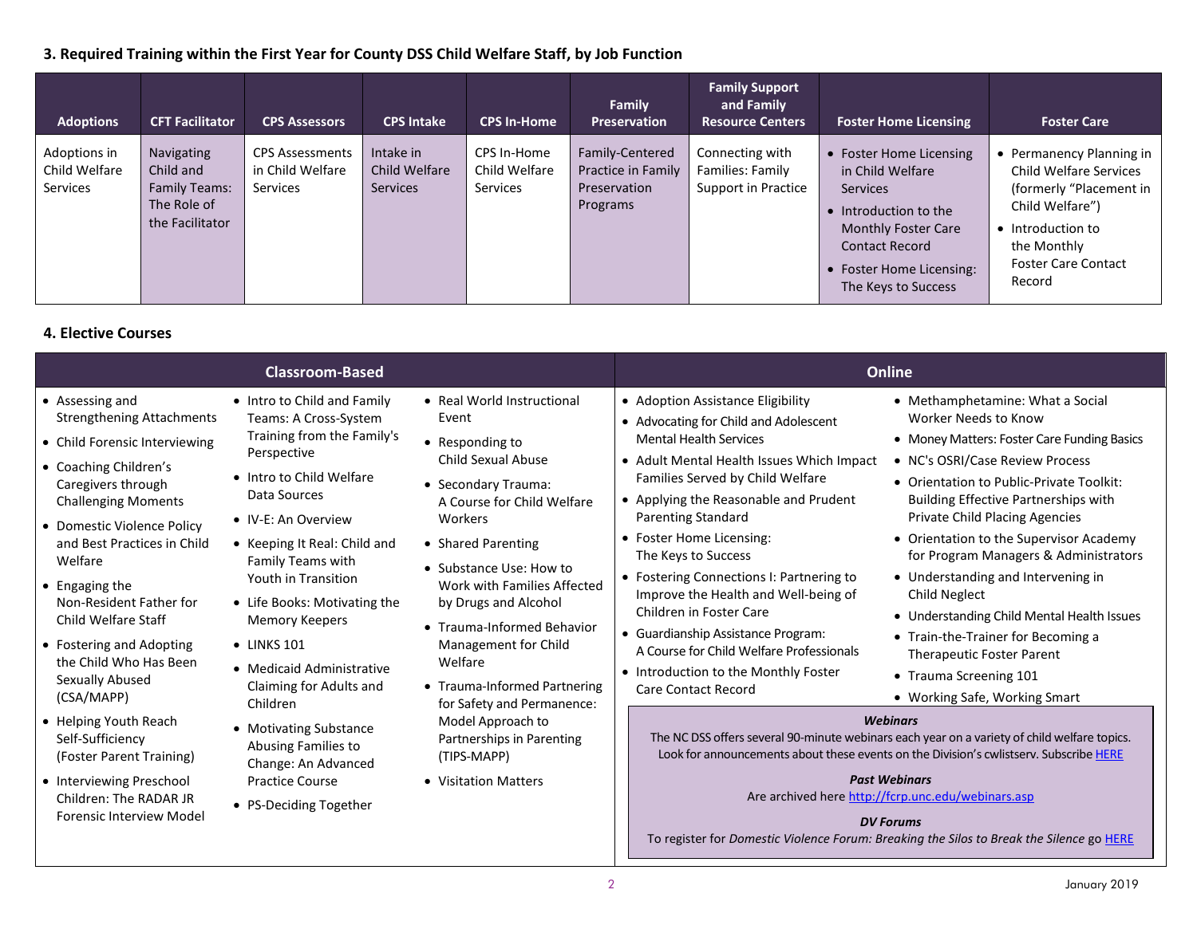### 3. Required Training within the First Year for County DSS Child Welfare Staff, by Job Function

| Adoptions | CFT Facilitator | CPS Assessors | CPS Intake | CPS In-Home | Family Preservation | Family Support and Family Resource Centers | Foster Home Licensing | Foster Care |
|---|---|---|---|---|---|---|---|---|
| Adoptions in Child Welfare Services | Navigating Child and Family Teams: The Role of the Facilitator | CPS Assessments in Child Welfare Services | Intake in Child Welfare Services | CPS In-Home Child Welfare Services | Family-Centered Practice in Family Preservation Programs | Connecting with Families: Family Support in Practice | • Foster Home Licensing in Child Welfare Services <br> • Introduction to the Monthly Foster Care Contact Record <br> • Foster Home Licensing: The Keys to Success | • Permanency Planning in Child Welfare Services (formerly “Placement in Child Welfare”) <br> • Introduction to the Monthly Foster Care Contact Record |

### 4. Elective Courses

#### Classroom-Based

- Assessing and Strengthening Attachments
- Child Forensic Interviewing
- Coaching Children’s Caregivers through Challenging Moments
- Domestic Violence Policy and Best Practices in Child Welfare
- Engaging the Non-Resident Father for Child Welfare Staff
- Fostering and Adopting the Child Who Has Been Sexually Abused (CSA/MAPP)
- Helping Youth Reach Self-Sufficiency (Foster Parent Training)
- Interviewing Preschool Children: The RADAR JR Forensic Interview Model
- Intro to Child and Family Teams: A Cross-System Training from the Family's Perspective
- Intro to Child Welfare Data Sources
- IV-E: An Overview
- Keeping It Real: Child and Family Teams with Youth in Transition
- Life Books: Motivating the Memory Keepers
- LINKS 101
- Medicaid Administrative Claiming for Adults and Children
- Motivating Substance Abusing Families to Change: An Advanced Practice Course
- PS-Deciding Together
- Real World Instructional Event
- Responding to Child Sexual Abuse
- Secondary Trauma: A Course for Child Welfare Workers
- Shared Parenting
- Substance Use: How to Work with Families Affected by Drugs and Alcohol
- Trauma-Informed Behavior Management for Child Welfare
- Trauma-Informed Partnering for Safety and Permanence: Model Approach to Partnerships in Parenting (TIPS-MAPP)
- Visitation Matters

#### Online

- Adoption Assistance Eligibility
- Advocating for Child and Adolescent Mental Health Services
- Adult Mental Health Issues Which Impact Families Served by Child Welfare
- Applying the Reasonable and Prudent Parenting Standard
- Foster Home Licensing: The Keys to Success
- Fostering Connections I: Partnering to Improve the Health and Well-being of Children in Foster Care
- Guardianship Assistance Program: A Course for Child Welfare Professionals
- Introduction to the Monthly Foster Care Contact Record
- Methamphetamine: What a Social Worker Needs to Know
- Money Matters: Foster Care Funding Basics
- NC's OSRI/Case Review Process
- Orientation to Public-Private Toolkit: Building Effective Partnerships with Private Child Placing Agencies
- Orientation to the Supervisor Academy for Program Managers & Administrators
- Understanding and Intervening in Child Neglect
- Understanding Child Mental Health Issues
- Train-the-Trainer for Becoming a Therapeutic Foster Parent
- Trauma Screening 101
- Working Safe, Working Smart

***Webinars***

The NC DSS offers several 90-minute webinars each year on a variety of child welfare topics. Look for announcements about these events on the Division’s cwlistserv. Subscribe HERE

***Past Webinars***

Are archived here http://fcrp.unc.edu/webinars.asp

***DV Forums***

To register for *Domestic Violence Forum: Breaking the Silos to Break the Silence* go HERE

January 2019